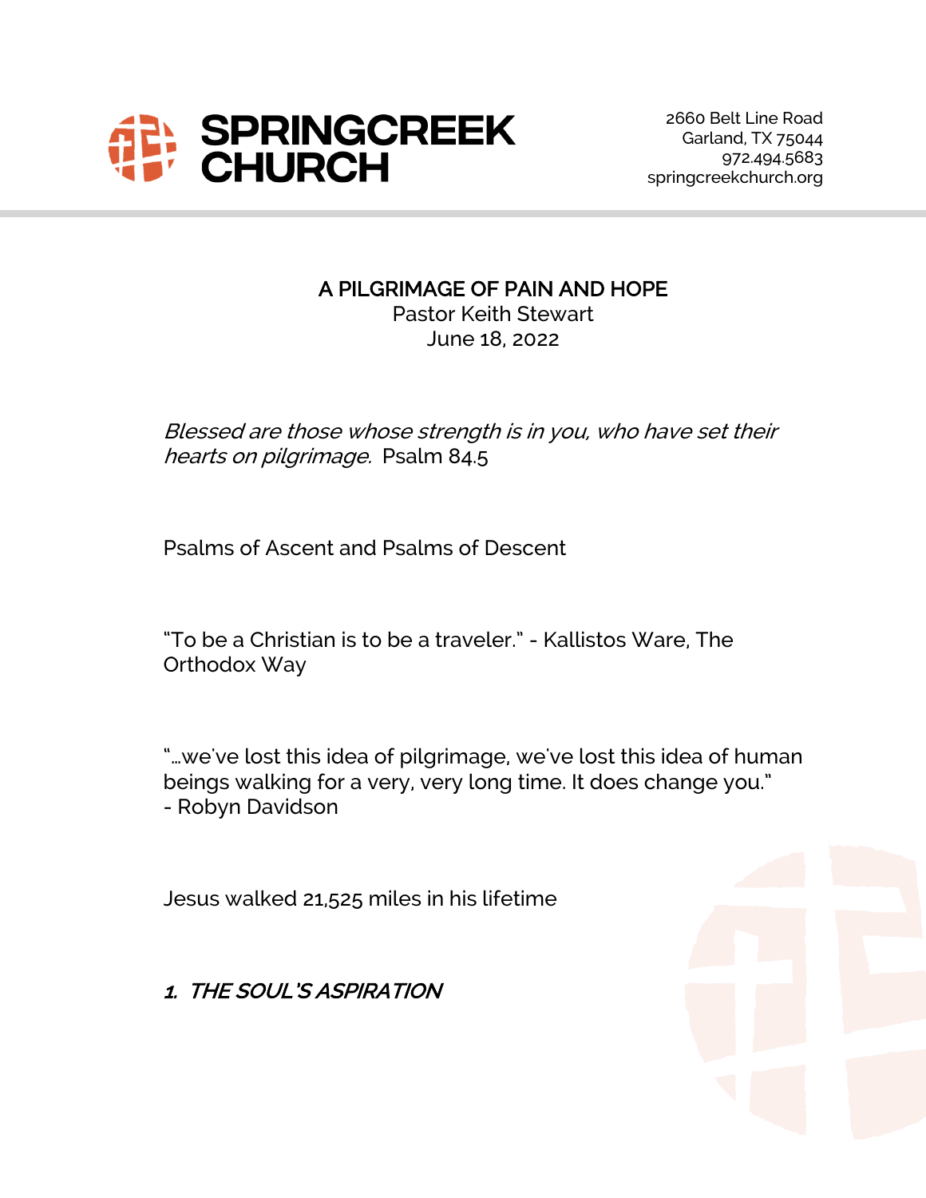**SPRINGCREEK CHURCH**

2660 Belt Line Road
Garland, TX 75044
972.494.5683
springcreekchurch.org

# A PILGRIMAGE OF PAIN AND HOPE

Pastor Keith Stewart
June 18, 2022

*Blessed are those whose strength is in you, who have set their hearts on pilgrimage.* Psalm 84.5

Psalms of Ascent and Psalms of Descent

"To be a Christian is to be a traveler." - Kallistos Ware, The Orthodox Way

"…we've lost this idea of pilgrimage, we've lost this idea of human beings walking for a very, very long time. It does change you."
- Robyn Davidson

Jesus walked 21,525 miles in his lifetime

## *1. THE SOUL'S ASPIRATION*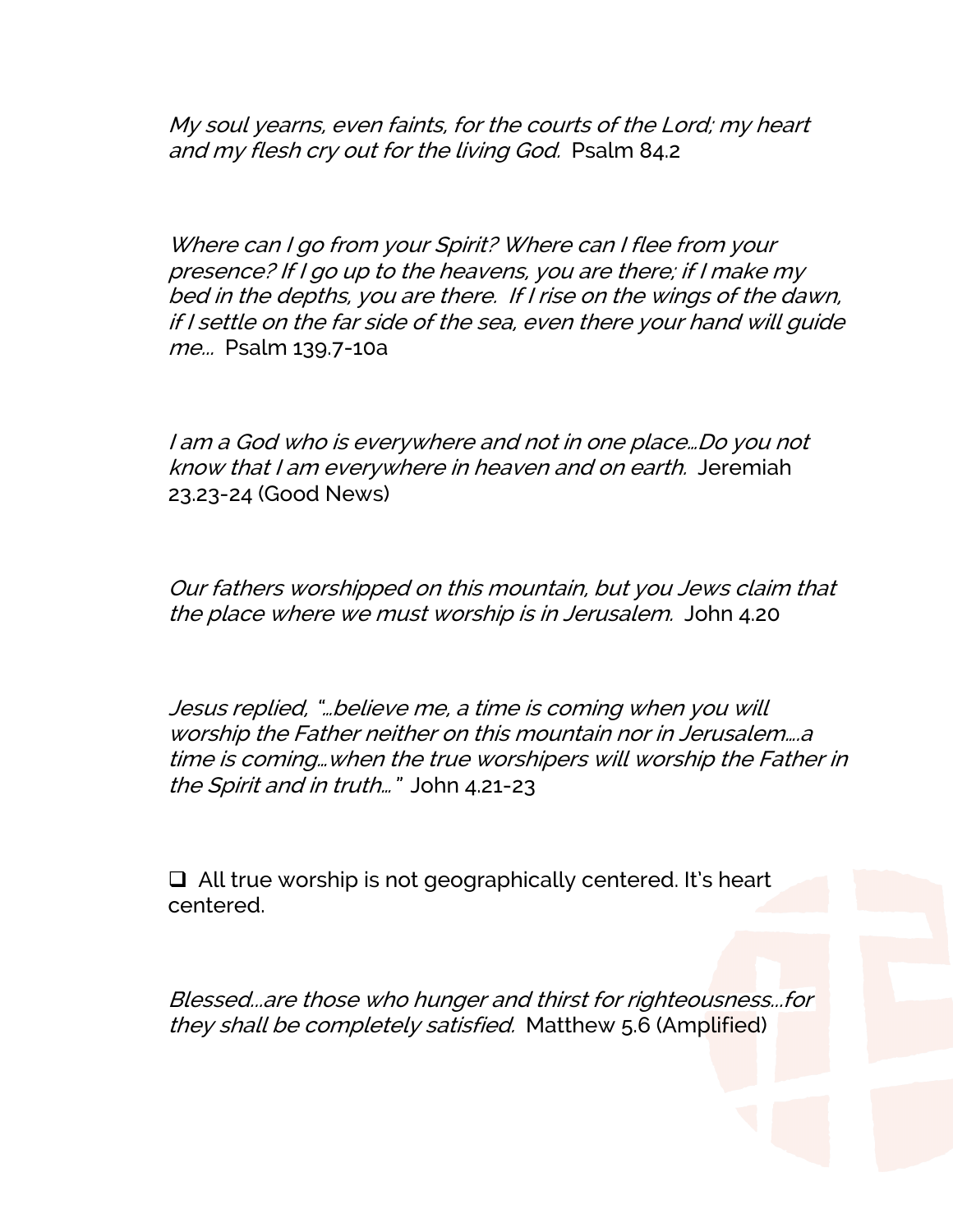*My soul yearns, even faints, for the courts of the Lord; my heart and my flesh cry out for the living God.* Psalm 84.2

*Where can I go from your Spirit? Where can I flee from your presence? If I go up to the heavens, you are there; if I make my bed in the depths, you are there. If I rise on the wings of the dawn, if I settle on the far side of the sea, even there your hand will guide me...* Psalm 139.7-10a

*I am a God who is everywhere and not in one place...Do you not know that I am everywhere in heaven and on earth.* Jeremiah 23.23-24 (Good News)

*Our fathers worshipped on this mountain, but you Jews claim that the place where we must worship is in Jerusalem.* John 4.20

*Jesus replied, "...believe me, a time is coming when you will worship the Father neither on this mountain nor in Jerusalem....a time is coming...when the true worshipers will worship the Father in the Spirit and in truth..."* John 4.21-23

- [ ] All true worship is not geographically centered. It's heart centered.

*Blessed...are those who hunger and thirst for righteousness...for they shall be completely satisfied.* Matthew 5.6 (Amplified)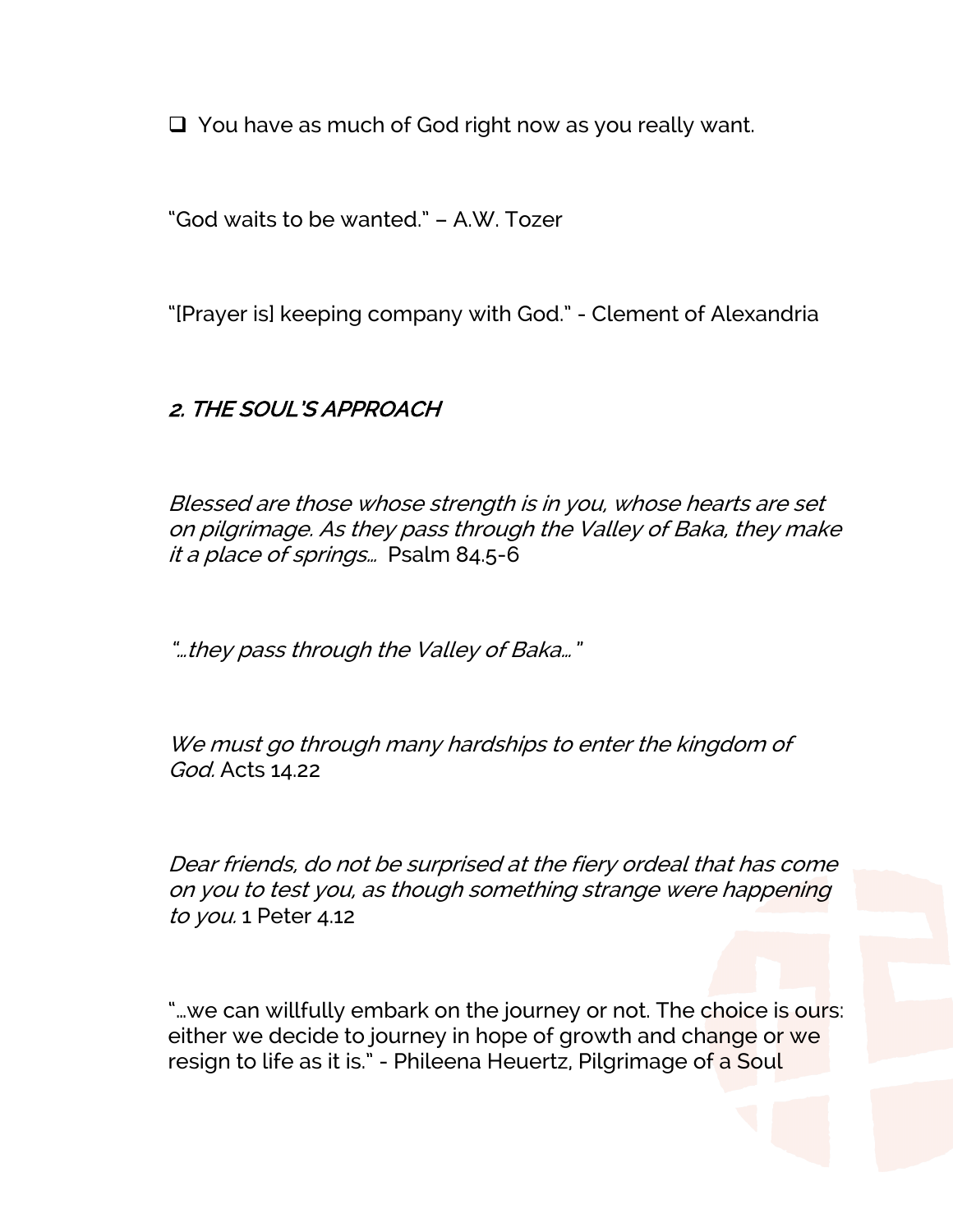- [ ] You have as much of God right now as you really want.

"God waits to be wanted." – A.W. Tozer

"[Prayer is] keeping company with God." - Clement of Alexandria

## *2. THE SOUL'S APPROACH*

*Blessed are those whose strength is in you, whose hearts are set on pilgrimage. As they pass through the Valley of Baka, they make it a place of springs…* Psalm 84.5-6

*"…they pass through the Valley of Baka…"*

*We must go through many hardships to enter the kingdom of God.* Acts 14.22

*Dear friends, do not be surprised at the fiery ordeal that has come on you to test you, as though something strange were happening to you.* 1 Peter 4.12

"…we can willfully embark on the journey or not. The choice is ours: either we decide to journey in hope of growth and change or we resign to life as it is." - Phileena Heuertz, Pilgrimage of a Soul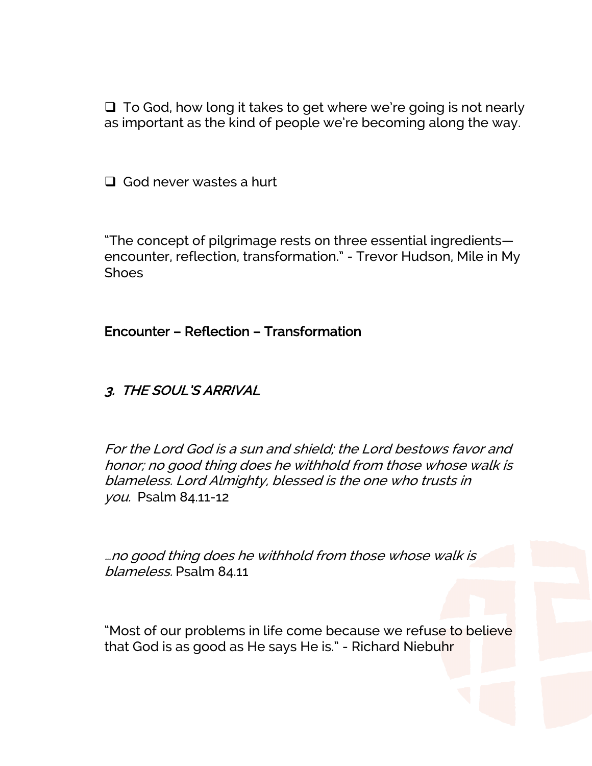- [ ] To God, how long it takes to get where we're going is not nearly as important as the kind of people we're becoming along the way.

- [ ] God never wastes a hurt

"The concept of pilgrimage rests on three essential ingredients—encounter, reflection, transformation." - Trevor Hudson, Mile in My Shoes

**Encounter – Reflection – Transformation**

### *3. THE SOUL'S ARRIVAL*

*For the Lord God is a sun and shield; the Lord bestows favor and honor; no good thing does he withhold from those whose walk is blameless. Lord Almighty, blessed is the one who trusts in you.* Psalm 84.11-12

*…no good thing does he withhold from those whose walk is blameless.* Psalm 84.11

"Most of our problems in life come because we refuse to believe that God is as good as He says He is." - Richard Niebuhr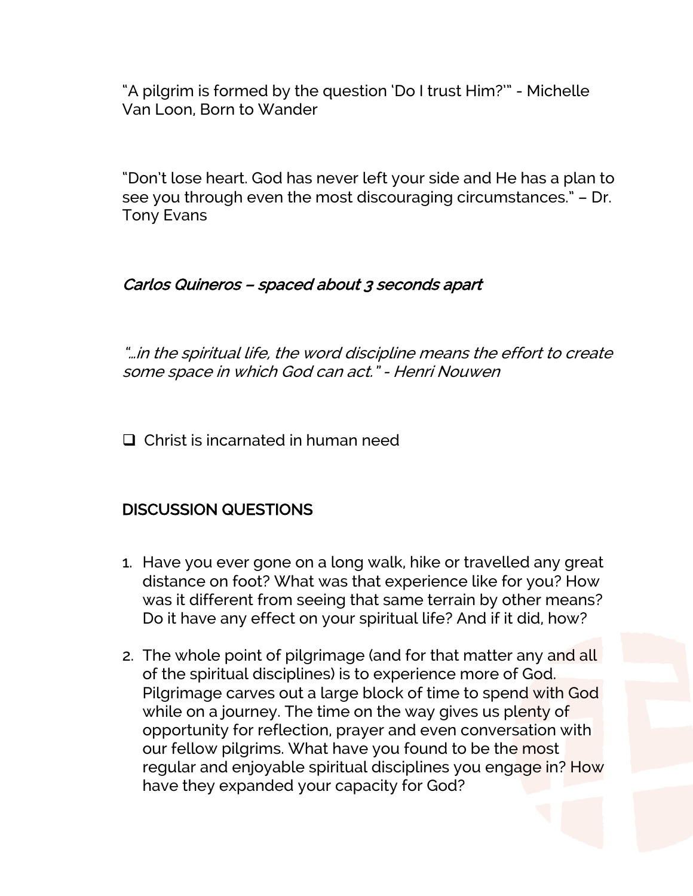"A pilgrim is formed by the question 'Do I trust Him?'" - Michelle Van Loon, Born to Wander

"Don't lose heart. God has never left your side and He has a plan to see you through even the most discouraging circumstances." – Dr. Tony Evans

*Carlos Quineros – spaced about 3 seconds apart*

*"…in the spiritual life, the word discipline means the effort to create some space in which God can act." - Henri Nouwen*

- [ ] Christ is incarnated in human need

## DISCUSSION QUESTIONS

1. Have you ever gone on a long walk, hike or travelled any great distance on foot? What was that experience like for you? How was it different from seeing that same terrain by other means? Do it have any effect on your spiritual life? And if it did, how?
2. The whole point of pilgrimage (and for that matter any and all of the spiritual disciplines) is to experience more of God. Pilgrimage carves out a large block of time to spend with God while on a journey. The time on the way gives us plenty of opportunity for reflection, prayer and even conversation with our fellow pilgrims. What have you found to be the most regular and enjoyable spiritual disciplines you engage in? How have they expanded your capacity for God?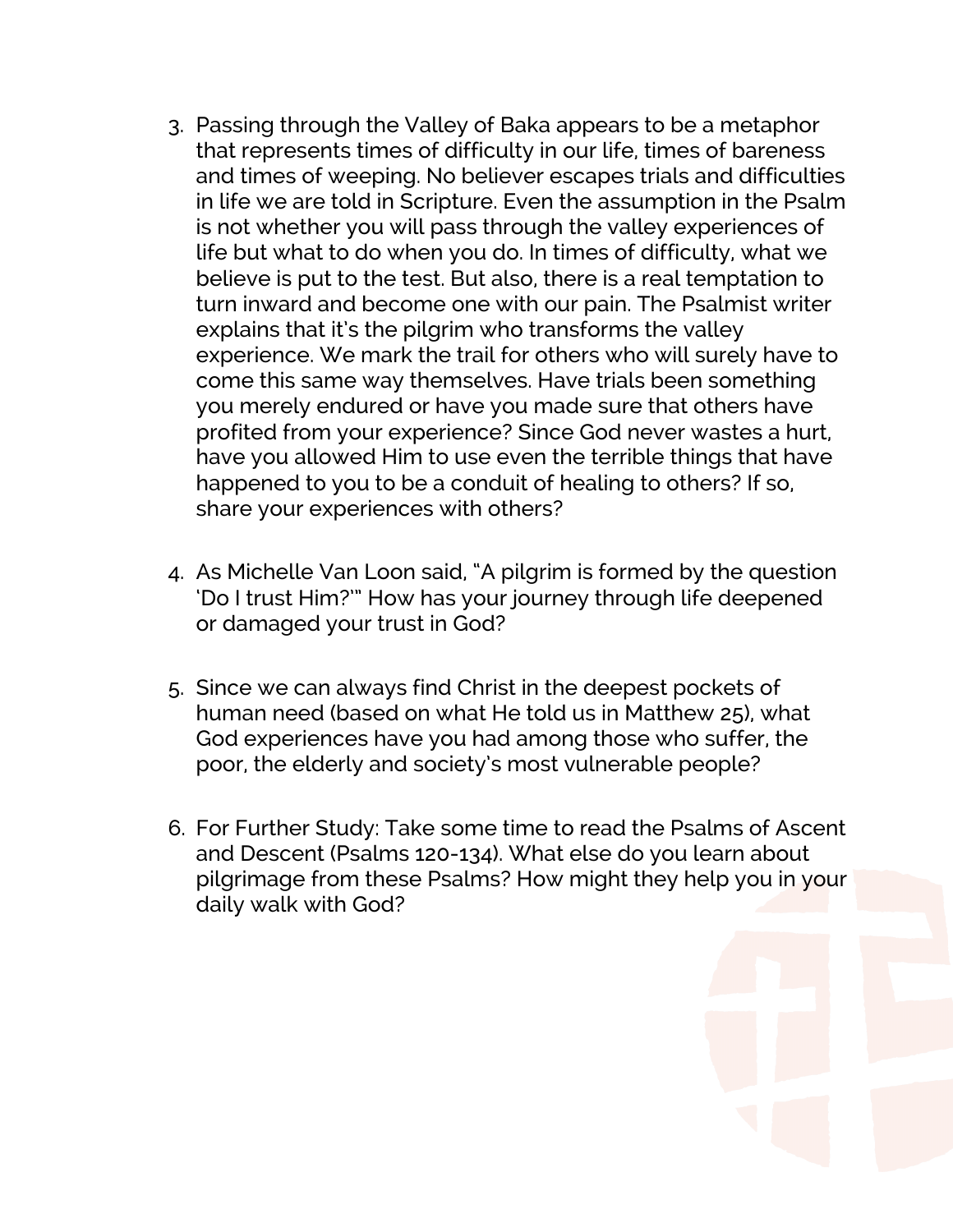3. Passing through the Valley of Baka appears to be a metaphor that represents times of difficulty in our life, times of bareness and times of weeping. No believer escapes trials and difficulties in life we are told in Scripture. Even the assumption in the Psalm is not whether you will pass through the valley experiences of life but what to do when you do. In times of difficulty, what we believe is put to the test. But also, there is a real temptation to turn inward and become one with our pain. The Psalmist writer explains that it's the pilgrim who transforms the valley experience. We mark the trail for others who will surely have to come this same way themselves. Have trials been something you merely endured or have you made sure that others have profited from your experience? Since God never wastes a hurt, have you allowed Him to use even the terrible things that have happened to you to be a conduit of healing to others? If so, share your experiences with others?

4. As Michelle Van Loon said, "A pilgrim is formed by the question 'Do I trust Him?'" How has your journey through life deepened or damaged your trust in God?

5. Since we can always find Christ in the deepest pockets of human need (based on what He told us in Matthew 25), what God experiences have you had among those who suffer, the poor, the elderly and society's most vulnerable people?

6. For Further Study: Take some time to read the Psalms of Ascent and Descent (Psalms 120-134). What else do you learn about pilgrimage from these Psalms? How might they help you in your daily walk with God?